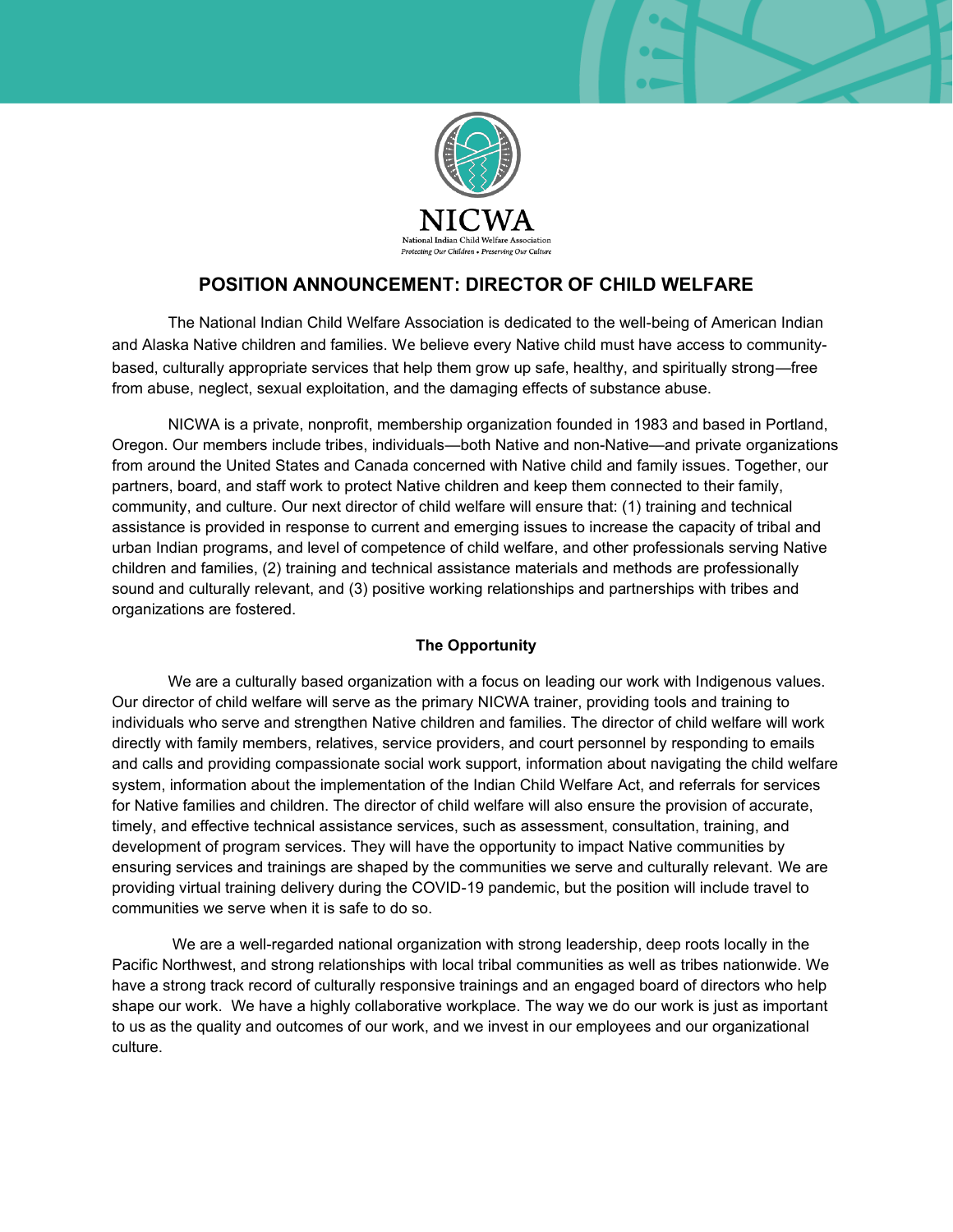NICWA

National Indian Child Welfare Association

*Protecting Our Children • Preserving Our Culture*

# POSITION ANNOUNCEMENT: DIRECTOR OF CHILD WELFARE

The National Indian Child Welfare Association is dedicated to the well-being of American Indian and Alaska Native children and families. We believe every Native child must have access to community-based, culturally appropriate services that help them grow up safe, healthy, and spiritually strong—free from abuse, neglect, sexual exploitation, and the damaging effects of substance abuse.

NICWA is a private, nonprofit, membership organization founded in 1983 and based in Portland, Oregon. Our members include tribes, individuals—both Native and non-Native—and private organizations from around the United States and Canada concerned with Native child and family issues. Together, our partners, board, and staff work to protect Native children and keep them connected to their family, community, and culture. Our next director of child welfare will ensure that: (1) training and technical assistance is provided in response to current and emerging issues to increase the capacity of tribal and urban Indian programs, and level of competence of child welfare, and other professionals serving Native children and families, (2) training and technical assistance materials and methods are professionally sound and culturally relevant, and (3) positive working relationships and partnerships with tribes and organizations are fostered.

## The Opportunity

We are a culturally based organization with a focus on leading our work with Indigenous values. Our director of child welfare will serve as the primary NICWA trainer, providing tools and training to individuals who serve and strengthen Native children and families. The director of child welfare will work directly with family members, relatives, service providers, and court personnel by responding to emails and calls and providing compassionate social work support, information about navigating the child welfare system, information about the implementation of the Indian Child Welfare Act, and referrals for services for Native families and children. The director of child welfare will also ensure the provision of accurate, timely, and effective technical assistance services, such as assessment, consultation, training, and development of program services. They will have the opportunity to impact Native communities by ensuring services and trainings are shaped by the communities we serve and culturally relevant. We are providing virtual training delivery during the COVID-19 pandemic, but the position will include travel to communities we serve when it is safe to do so.

We are a well-regarded national organization with strong leadership, deep roots locally in the Pacific Northwest, and strong relationships with local tribal communities as well as tribes nationwide. We have a strong track record of culturally responsive trainings and an engaged board of directors who help shape our work. We have a highly collaborative workplace. The way we do our work is just as important to us as the quality and outcomes of our work, and we invest in our employees and our organizational culture.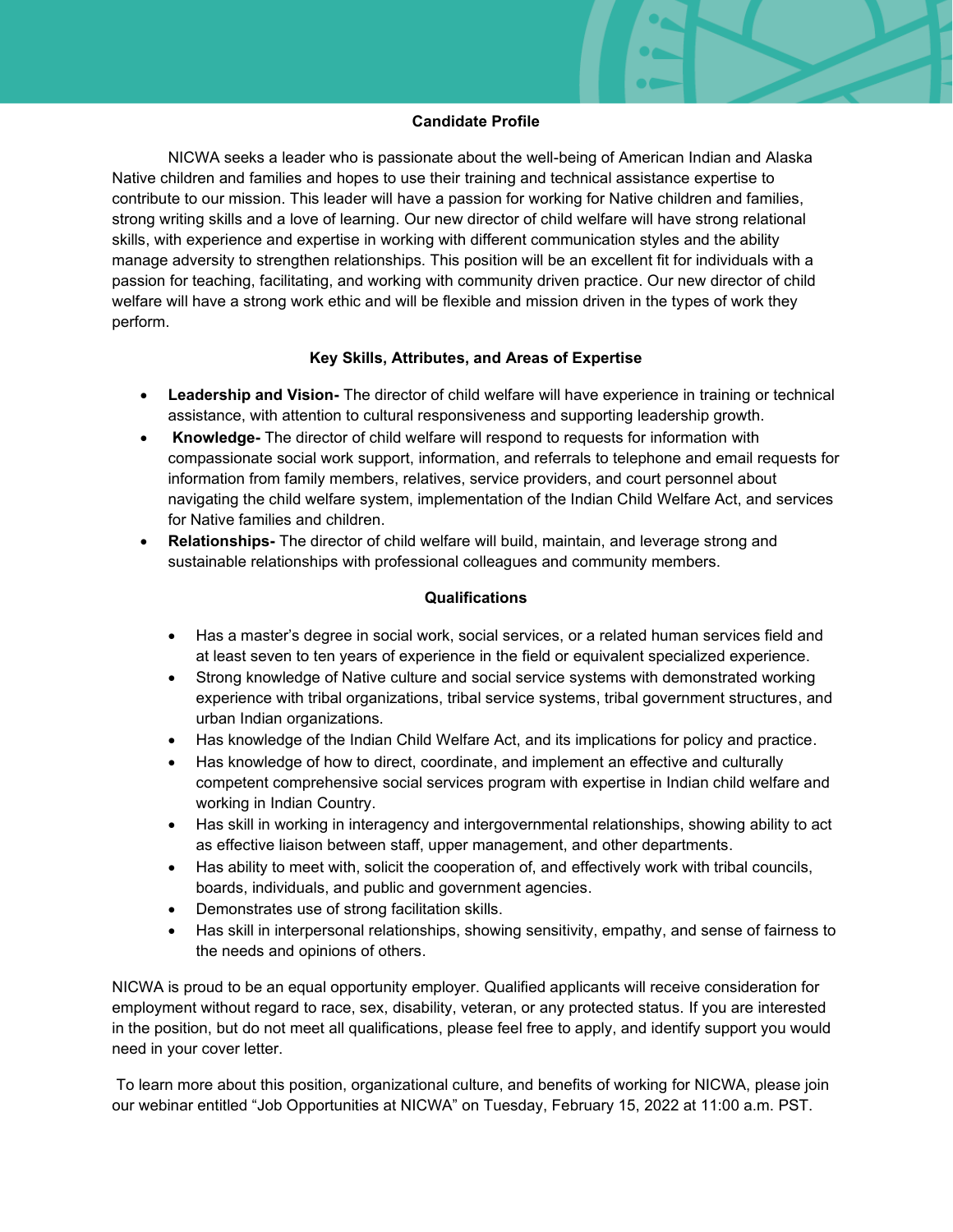## Candidate Profile

NICWA seeks a leader who is passionate about the well-being of American Indian and Alaska Native children and families and hopes to use their training and technical assistance expertise to contribute to our mission. This leader will have a passion for working for Native children and families, strong writing skills and a love of learning. Our new director of child welfare will have strong relational skills, with experience and expertise in working with different communication styles and the ability manage adversity to strengthen relationships. This position will be an excellent fit for individuals with a passion for teaching, facilitating, and working with community driven practice. Our new director of child welfare will have a strong work ethic and will be flexible and mission driven in the types of work they perform.

## Key Skills, Attributes, and Areas of Expertise

- **Leadership and Vision-** The director of child welfare will have experience in training or technical assistance, with attention to cultural responsiveness and supporting leadership growth.
- **Knowledge-** The director of child welfare will respond to requests for information with compassionate social work support, information, and referrals to telephone and email requests for information from family members, relatives, service providers, and court personnel about navigating the child welfare system, implementation of the Indian Child Welfare Act, and services for Native families and children.
- **Relationships-** The director of child welfare will build, maintain, and leverage strong and sustainable relationships with professional colleagues and community members.

## Qualifications

- Has a master's degree in social work, social services, or a related human services field and at least seven to ten years of experience in the field or equivalent specialized experience.
- Strong knowledge of Native culture and social service systems with demonstrated working experience with tribal organizations, tribal service systems, tribal government structures, and urban Indian organizations.
- Has knowledge of the Indian Child Welfare Act, and its implications for policy and practice.
- Has knowledge of how to direct, coordinate, and implement an effective and culturally competent comprehensive social services program with expertise in Indian child welfare and working in Indian Country.
- Has skill in working in interagency and intergovernmental relationships, showing ability to act as effective liaison between staff, upper management, and other departments.
- Has ability to meet with, solicit the cooperation of, and effectively work with tribal councils, boards, individuals, and public and government agencies.
- Demonstrates use of strong facilitation skills.
- Has skill in interpersonal relationships, showing sensitivity, empathy, and sense of fairness to the needs and opinions of others.

NICWA is proud to be an equal opportunity employer. Qualified applicants will receive consideration for employment without regard to race, sex, disability, veteran, or any protected status. If you are interested in the position, but do not meet all qualifications, please feel free to apply, and identify support you would need in your cover letter.

To learn more about this position, organizational culture, and benefits of working for NICWA, please join our webinar entitled "Job Opportunities at NICWA" on Tuesday, February 15, 2022 at 11:00 a.m. PST.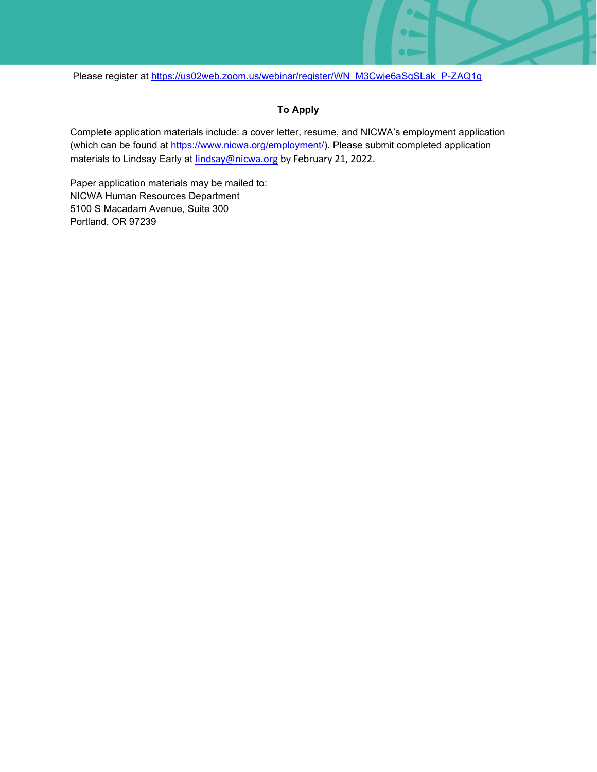Please register at [https://us02web.zoom.us/webinar/register/WN_M3Cwje6aSqSLak_P-ZAQ1g](https://us02web.zoom.us/webinar/register/WN_M3Cwje6aSqSLak_P-ZAQ1g)

**To Apply**

Complete application materials include: a cover letter, resume, and NICWA's employment application (which can be found at [https://www.nicwa.org/employment/](https://www.nicwa.org/employment/)). Please submit completed application materials to Lindsay Early at [lindsay@nicwa.org](mailto:lindsay@nicwa.org) by February 21, 2022.

Paper application materials may be mailed to:
NICWA Human Resources Department
5100 S Macadam Avenue, Suite 300
Portland, OR 97239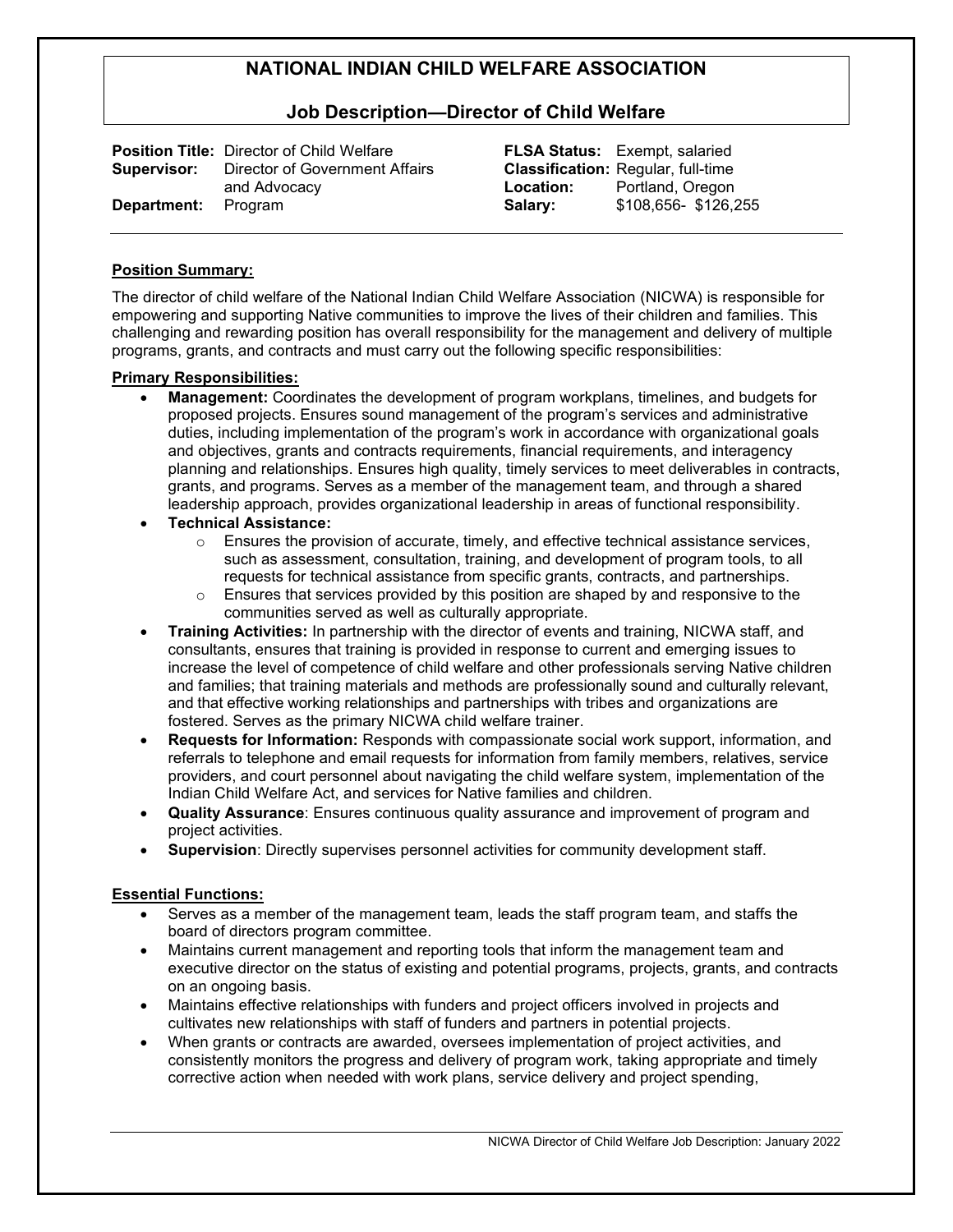# NATIONAL INDIAN CHILD WELFARE ASSOCIATION

## Job Description—Director of Child Welfare

| | | | |
|---|---|---|---|
| **Position Title:** | Director of Child Welfare | **FLSA Status:** | Exempt, salaried |
| **Supervisor:** | Director of Government Affairs and Advocacy | **Classification:** | Regular, full-time |
| | | **Location:** | Portland, Oregon |
| **Department:** | Program | **Salary:** | $108,656- $126,255 |

**Position Summary:**

The director of child welfare of the National Indian Child Welfare Association (NICWA) is responsible for empowering and supporting Native communities to improve the lives of their children and families. This challenging and rewarding position has overall responsibility for the management and delivery of multiple programs, grants, and contracts and must carry out the following specific responsibilities:

**Primary Responsibilities:**

- **Management:** Coordinates the development of program workplans, timelines, and budgets for proposed projects. Ensures sound management of the program's services and administrative duties, including implementation of the program's work in accordance with organizational goals and objectives, grants and contracts requirements, financial requirements, and interagency planning and relationships. Ensures high quality, timely services to meet deliverables in contracts, grants, and programs. Serves as a member of the management team, and through a shared leadership approach, provides organizational leadership in areas of functional responsibility.
- **Technical Assistance:**
  - Ensures the provision of accurate, timely, and effective technical assistance services, such as assessment, consultation, training, and development of program tools, to all requests for technical assistance from specific grants, contracts, and partnerships.
  - Ensures that services provided by this position are shaped by and responsive to the communities served as well as culturally appropriate.
- **Training Activities:** In partnership with the director of events and training, NICWA staff, and consultants, ensures that training is provided in response to current and emerging issues to increase the level of competence of child welfare and other professionals serving Native children and families; that training materials and methods are professionally sound and culturally relevant, and that effective working relationships and partnerships with tribes and organizations are fostered. Serves as the primary NICWA child welfare trainer.
- **Requests for Information:** Responds with compassionate social work support, information, and referrals to telephone and email requests for information from family members, relatives, service providers, and court personnel about navigating the child welfare system, implementation of the Indian Child Welfare Act, and services for Native families and children.
- **Quality Assurance**: Ensures continuous quality assurance and improvement of program and project activities.
- **Supervision**: Directly supervises personnel activities for community development staff.

**Essential Functions:**

- Serves as a member of the management team, leads the staff program team, and staffs the board of directors program committee.
- Maintains current management and reporting tools that inform the management team and executive director on the status of existing and potential programs, projects, grants, and contracts on an ongoing basis.
- Maintains effective relationships with funders and project officers involved in projects and cultivates new relationships with staff of funders and partners in potential projects.
- When grants or contracts are awarded, oversees implementation of project activities, and consistently monitors the progress and delivery of program work, taking appropriate and timely corrective action when needed with work plans, service delivery and project spending,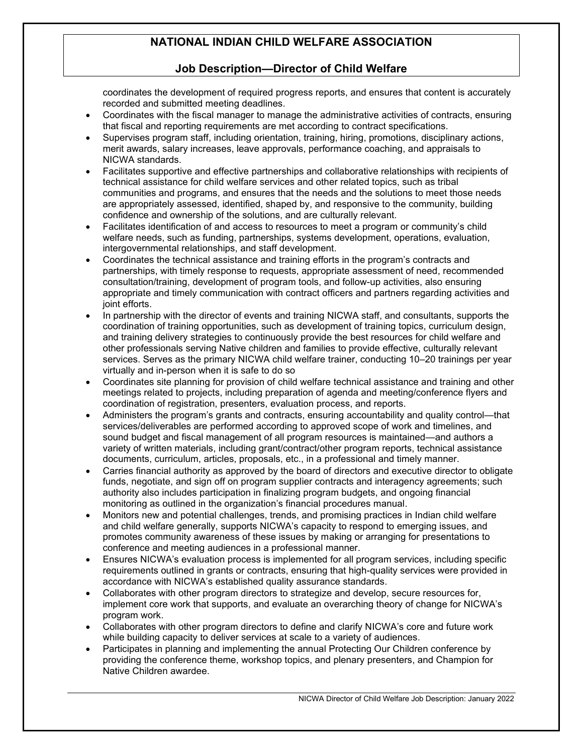coordinates the development of required progress reports, and ensures that content is accurately recorded and submitted meeting deadlines.

- Coordinates with the fiscal manager to manage the administrative activities of contracts, ensuring that fiscal and reporting requirements are met according to contract specifications.
- Supervises program staff, including orientation, training, hiring, promotions, disciplinary actions, merit awards, salary increases, leave approvals, performance coaching, and appraisals to NICWA standards.
- Facilitates supportive and effective partnerships and collaborative relationships with recipients of technical assistance for child welfare services and other related topics, such as tribal communities and programs, and ensures that the needs and the solutions to meet those needs are appropriately assessed, identified, shaped by, and responsive to the community, building confidence and ownership of the solutions, and are culturally relevant.
- Facilitates identification of and access to resources to meet a program or community's child welfare needs, such as funding, partnerships, systems development, operations, evaluation, intergovernmental relationships, and staff development.
- Coordinates the technical assistance and training efforts in the program's contracts and partnerships, with timely response to requests, appropriate assessment of need, recommended consultation/training, development of program tools, and follow-up activities, also ensuring appropriate and timely communication with contract officers and partners regarding activities and joint efforts.
- In partnership with the director of events and training NICWA staff, and consultants, supports the coordination of training opportunities, such as development of training topics, curriculum design, and training delivery strategies to continuously provide the best resources for child welfare and other professionals serving Native children and families to provide effective, culturally relevant services. Serves as the primary NICWA child welfare trainer, conducting 10–20 trainings per year virtually and in-person when it is safe to do so
- Coordinates site planning for provision of child welfare technical assistance and training and other meetings related to projects, including preparation of agenda and meeting/conference flyers and coordination of registration, presenters, evaluation process, and reports.
- Administers the program's grants and contracts, ensuring accountability and quality control—that services/deliverables are performed according to approved scope of work and timelines, and sound budget and fiscal management of all program resources is maintained—and authors a variety of written materials, including grant/contract/other program reports, technical assistance documents, curriculum, articles, proposals, etc., in a professional and timely manner.
- Carries financial authority as approved by the board of directors and executive director to obligate funds, negotiate, and sign off on program supplier contracts and interagency agreements; such authority also includes participation in finalizing program budgets, and ongoing financial monitoring as outlined in the organization's financial procedures manual.
- Monitors new and potential challenges, trends, and promising practices in Indian child welfare and child welfare generally, supports NICWA's capacity to respond to emerging issues, and promotes community awareness of these issues by making or arranging for presentations to conference and meeting audiences in a professional manner.
- Ensures NICWA's evaluation process is implemented for all program services, including specific requirements outlined in grants or contracts, ensuring that high-quality services were provided in accordance with NICWA's established quality assurance standards.
- Collaborates with other program directors to strategize and develop, secure resources for, implement core work that supports, and evaluate an overarching theory of change for NICWA's program work.
- Collaborates with other program directors to define and clarify NICWA's core and future work while building capacity to deliver services at scale to a variety of audiences.
- Participates in planning and implementing the annual Protecting Our Children conference by providing the conference theme, workshop topics, and plenary presenters, and Champion for Native Children awardee.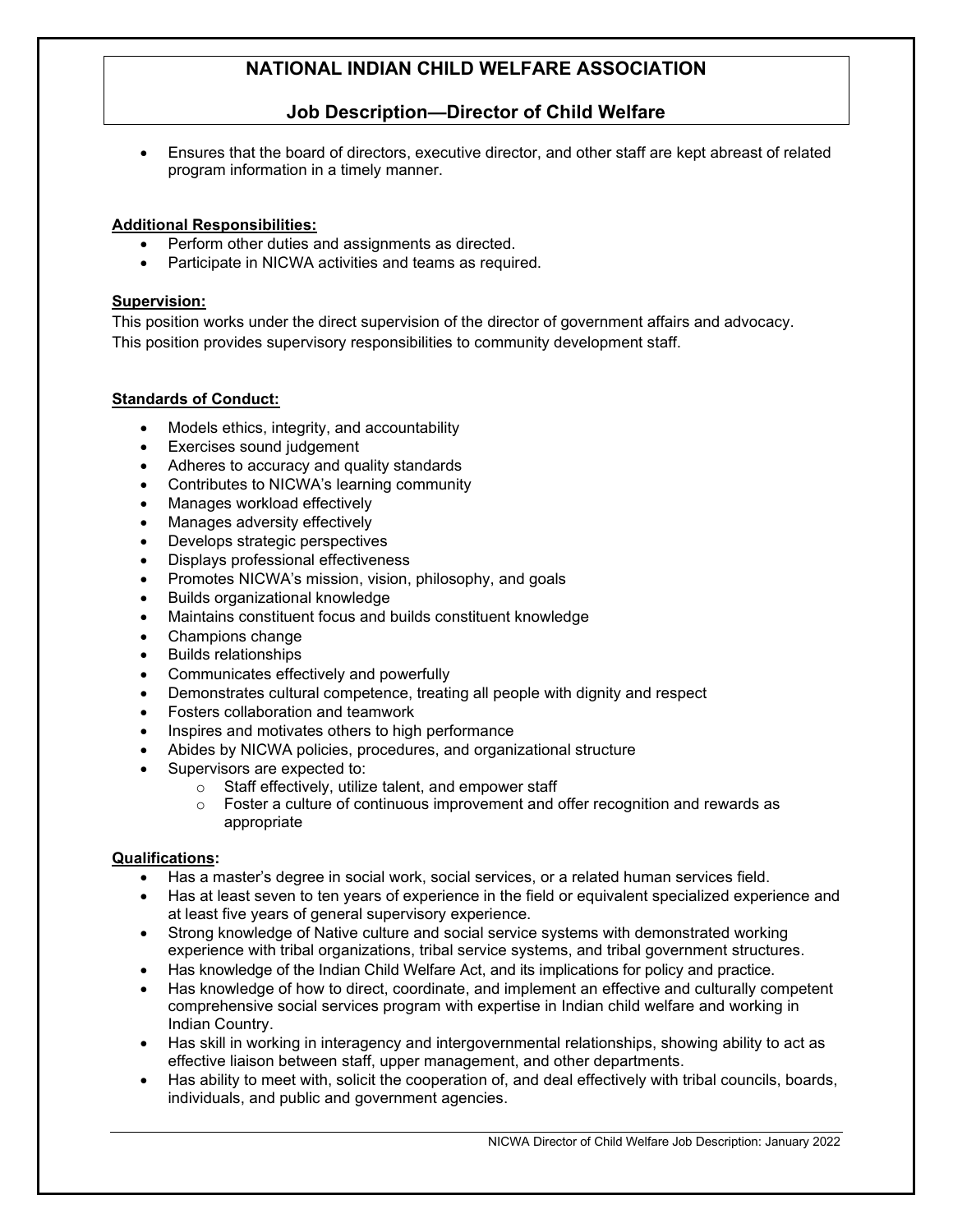- Ensures that the board of directors, executive director, and other staff are kept abreast of related program information in a timely manner.

**Additional Responsibilities:**

- Perform other duties and assignments as directed.
- Participate in NICWA activities and teams as required.

**Supervision:**

This position works under the direct supervision of the director of government affairs and advocacy. This position provides supervisory responsibilities to community development staff.

**Standards of Conduct:**

- Models ethics, integrity, and accountability
- Exercises sound judgement
- Adheres to accuracy and quality standards
- Contributes to NICWA's learning community
- Manages workload effectively
- Manages adversity effectively
- Develops strategic perspectives
- Displays professional effectiveness
- Promotes NICWA's mission, vision, philosophy, and goals
- Builds organizational knowledge
- Maintains constituent focus and builds constituent knowledge
- Champions change
- Builds relationships
- Communicates effectively and powerfully
- Demonstrates cultural competence, treating all people with dignity and respect
- Fosters collaboration and teamwork
- Inspires and motivates others to high performance
- Abides by NICWA policies, procedures, and organizational structure
- Supervisors are expected to:
    - Staff effectively, utilize talent, and empower staff
    - Foster a culture of continuous improvement and offer recognition and rewards as appropriate

**Qualifications:**

- Has a master's degree in social work, social services, or a related human services field.
- Has at least seven to ten years of experience in the field or equivalent specialized experience and at least five years of general supervisory experience.
- Strong knowledge of Native culture and social service systems with demonstrated working experience with tribal organizations, tribal service systems, and tribal government structures.
- Has knowledge of the Indian Child Welfare Act, and its implications for policy and practice.
- Has knowledge of how to direct, coordinate, and implement an effective and culturally competent comprehensive social services program with expertise in Indian child welfare and working in Indian Country.
- Has skill in working in interagency and intergovernmental relationships, showing ability to act as effective liaison between staff, upper management, and other departments.
- Has ability to meet with, solicit the cooperation of, and deal effectively with tribal councils, boards, individuals, and public and government agencies.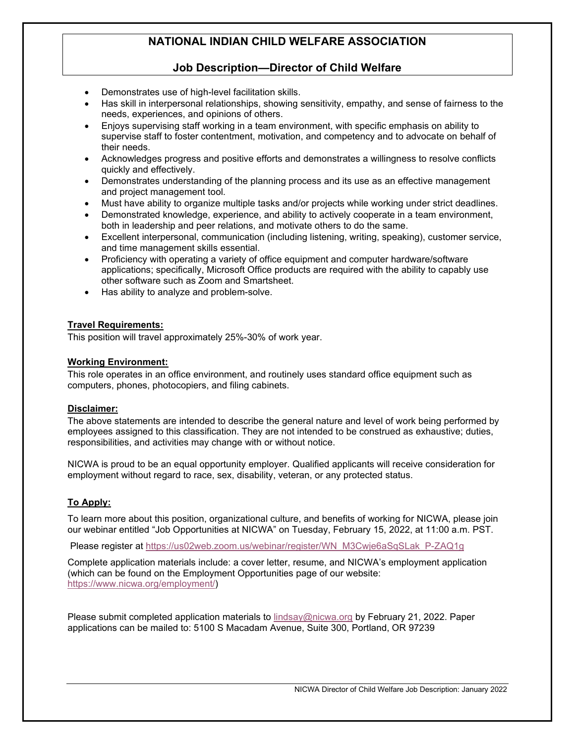# NATIONAL INDIAN CHILD WELFARE ASSOCIATION

## Job Description—Director of Child Welfare

- Demonstrates use of high-level facilitation skills.
- Has skill in interpersonal relationships, showing sensitivity, empathy, and sense of fairness to the needs, experiences, and opinions of others.
- Enjoys supervising staff working in a team environment, with specific emphasis on ability to supervise staff to foster contentment, motivation, and competency and to advocate on behalf of their needs.
- Acknowledges progress and positive efforts and demonstrates a willingness to resolve conflicts quickly and effectively.
- Demonstrates understanding of the planning process and its use as an effective management and project management tool.
- Must have ability to organize multiple tasks and/or projects while working under strict deadlines.
- Demonstrated knowledge, experience, and ability to actively cooperate in a team environment, both in leadership and peer relations, and motivate others to do the same.
- Excellent interpersonal, communication (including listening, writing, speaking), customer service, and time management skills essential.
- Proficiency with operating a variety of office equipment and computer hardware/software applications; specifically, Microsoft Office products are required with the ability to capably use other software such as Zoom and Smartsheet.
- Has ability to analyze and problem-solve.

**Travel Requirements:**

This position will travel approximately 25%-30% of work year.

**Working Environment:**

This role operates in an office environment, and routinely uses standard office equipment such as computers, phones, photocopiers, and filing cabinets.

**Disclaimer:**

The above statements are intended to describe the general nature and level of work being performed by employees assigned to this classification. They are not intended to be construed as exhaustive; duties, responsibilities, and activities may change with or without notice.

NICWA is proud to be an equal opportunity employer. Qualified applicants will receive consideration for employment without regard to race, sex, disability, veteran, or any protected status.

**To Apply:**

To learn more about this position, organizational culture, and benefits of working for NICWA, please join our webinar entitled "Job Opportunities at NICWA" on Tuesday, February 15, 2022, at 11:00 a.m. PST.

Please register at https://us02web.zoom.us/webinar/register/WN_M3Cwje6aSqSLak_P-ZAQ1g

Complete application materials include: a cover letter, resume, and NICWA's employment application (which can be found on the Employment Opportunities page of our website: https://www.nicwa.org/employment/)

Please submit completed application materials to lindsay@nicwa.org by February 21, 2022. Paper applications can be mailed to: 5100 S Macadam Avenue, Suite 300, Portland, OR 97239